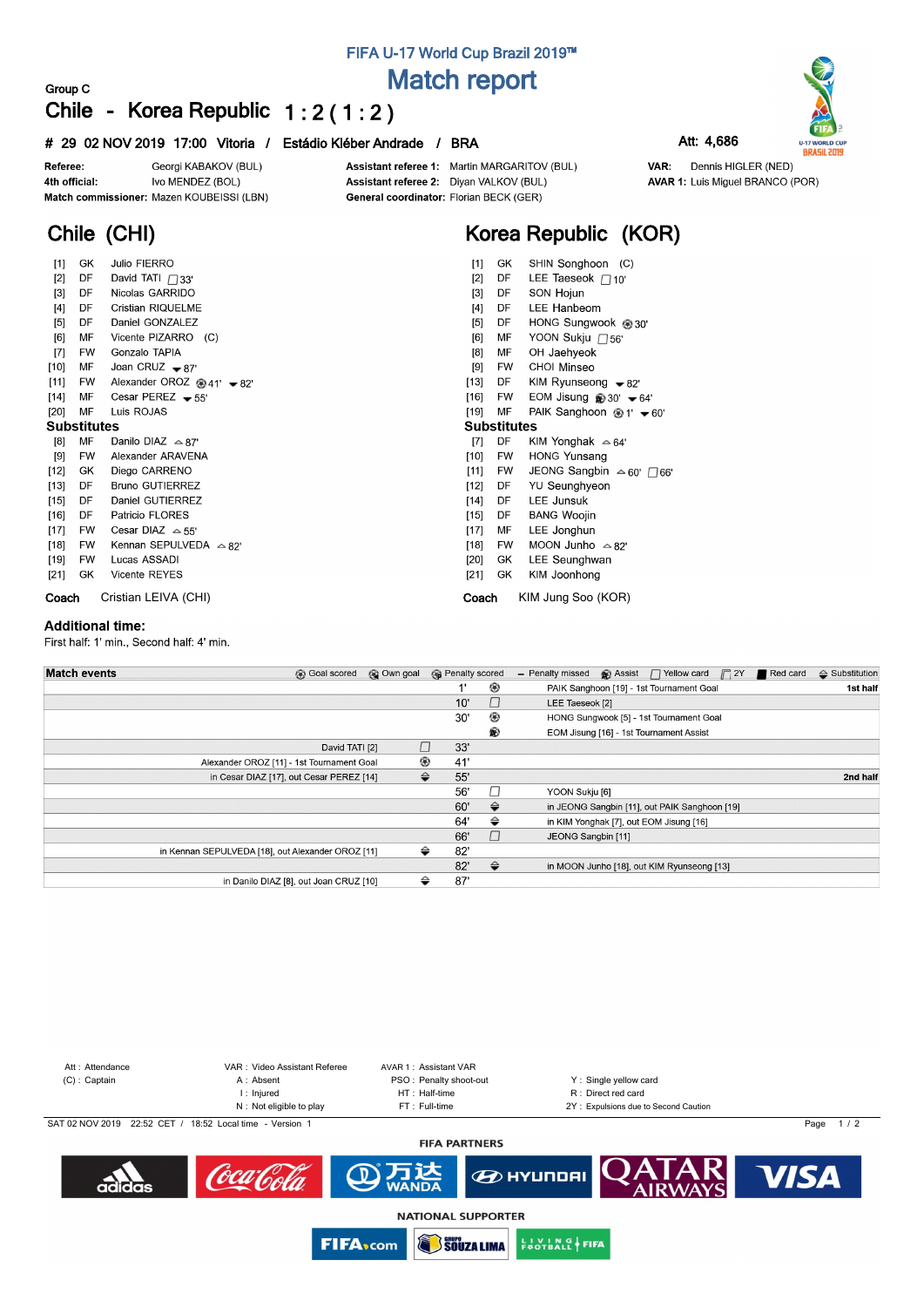# FIFA U-17 World Cup Brazil 2019™

# Match report

Group C

## Chile - Korea Republic 1 : 2 ( 1 : 2 )

**# 29 02 NOV 2019 17:00 Vitoria / Estádio Kléber Andrade / BRA** Att: 4,686

| | | | | | |
|---|---|---|---|---|---|
| **Referee:** | Georgi KABAKOV (BUL) | **Assistant referee 1:** | Martin MARGARITOV (BUL) | **VAR:** | Dennis HIGLER (NED) |
| **4th official:** | Ivo MENDEZ (BOL) | **Assistant referee 2:** | Diyan VALKOV (BUL) | **AVAR 1:** | Luis Miguel BRANCO (POR) |
| **Match commissioner:** | Mazen KOUBEISSI (LBN) | **General coordinator:** | Florian BECK (GER) | | |

## Chile (CHI)

| No. | Pos | Player | Events |
|---|---|---|---|
| [1] | GK | Julio FIERRO | |
| [2] | DF | David TATI | Yellow card 33' |
| [3] | DF | Nicolas GARRIDO | |
| [4] | DF | Cristian RIQUELME | |
| [5] | DF | Daniel GONZALEZ | |
| [6] | MF | Vicente PIZARRO (C) | |
| [7] | FW | Gonzalo TAPIA | |
| [10] | MF | Joan CRUZ | Out 87' |
| [11] | FW | Alexander OROZ | Goal 41', Out 82' |
| [14] | MF | Cesar PEREZ | Out 55' |
| [20] | MF | Luis ROJAS | |

**Substitutes**

| No. | Pos | Player | Events |
|---|---|---|---|
| [8] | MF | Danilo DIAZ | In 87' |
| [9] | FW | Alexander ARAVENA | |
| [12] | GK | Diego CARRENO | |
| [13] | DF | Bruno GUTIERREZ | |
| [15] | DF | Daniel GUTIERREZ | |
| [16] | DF | Patricio FLORES | |
| [17] | FW | Cesar DIAZ | In 55' |
| [18] | FW | Kennan SEPULVEDA | In 82' |
| [19] | FW | Lucas ASSADI | |
| [21] | GK | Vicente REYES | |

**Coach** Cristian LEIVA (CHI)

## Korea Republic (KOR)

| No. | Pos | Player | Events |
|---|---|---|---|
| [1] | GK | SHIN Songhoon (C) | |
| [2] | DF | LEE Taeseok | Yellow card 10' |
| [3] | DF | SON Hojun | |
| [4] | DF | LEE Hanbeom | |
| [5] | DF | HONG Sungwook | Goal 30' |
| [6] | MF | YOON Sukju | Yellow card 56' |
| [8] | MF | OH Jaehyeok | |
| [9] | FW | CHOI Minseo | |
| [13] | DF | KIM Ryunseong | Out 82' |
| [16] | FW | EOM Jisung | Assist 30', Out 64' |
| [19] | MF | PAIK Sanghoon | Goal 1', Out 60' |

**Substitutes**

| No. | Pos | Player | Events |
|---|---|---|---|
| [7] | DF | KIM Yonghak | In 64' |
| [10] | FW | HONG Yunsang | |
| [11] | FW | JEONG Sangbin | In 60', Yellow card 66' |
| [12] | DF | YU Seunghyeon | |
| [14] | DF | LEE Junsuk | |
| [15] | DF | BANG Woojin | |
| [17] | MF | LEE Jonghun | |
| [18] | FW | MOON Junho | In 82' |
| [20] | GK | LEE Seunghwan | |
| [21] | GK | KIM Joonhong | |

**Coach** KIM Jung Soo (KOR)

### Additional time:

First half: 1' min., Second half: 4' min.

## Match events

Legend: Goal scored, Own goal, Penalty scored, Penalty missed, Assist, Yellow card, 2Y, Red card, Substitution

| Chile | Event | Minute | Event | Korea Republic | Half |
|---|---|---|---|---|---|
| | | 1' | Goal | PAIK Sanghoon [19] - 1st Tournament Goal | 1st half |
| | | 10' | Yellow card | LEE Taeseok [2] | |
| | | 30' | Goal | HONG Sungwook [5] - 1st Tournament Goal | |
| | | | Assist | EOM Jisung [16] - 1st Tournament Assist | |
| David TATI [2] | Yellow card | 33' | | | |
| Alexander OROZ [11] - 1st Tournament Goal | Goal | 41' | | | |
| in Cesar DIAZ [17], out Cesar PEREZ [14] | Substitution | 55' | | | 2nd half |
| | | 56' | Yellow card | YOON Sukju [6] | |
| | | 60' | Substitution | in JEONG Sangbin [11], out PAIK Sanghoon [19] | |
| | | 64' | Substitution | in KIM Yonghak [7], out EOM Jisung [16] | |
| | | 66' | Yellow card | JEONG Sangbin [11] | |
| in Kennan SEPULVEDA [18], out Alexander OROZ [11] | Substitution | 82' | | | |
| | | 82' | Substitution | in MOON Junho [18], out KIM Ryunseong [13] | |
| in Danilo DIAZ [8], out Joan CRUZ [10] | Substitution | 87' | | | |

Att : Attendance
(C) : Captain
VAR : Video Assistant Referee
A : Absent
I : Injured
N : Not eligible to play
AVAR 1 : Assistant VAR
PSO : Penalty shoot-out
HT : Half-time
FT : Full-time
Y : Single yellow card
R : Direct red card
2Y : Expulsions due to Second Caution

SAT 02 NOV 2019 22:52 CET / 18:52 Local time - Version 1

**FIFA PARTNERS**

**NATIONAL SUPPORTER**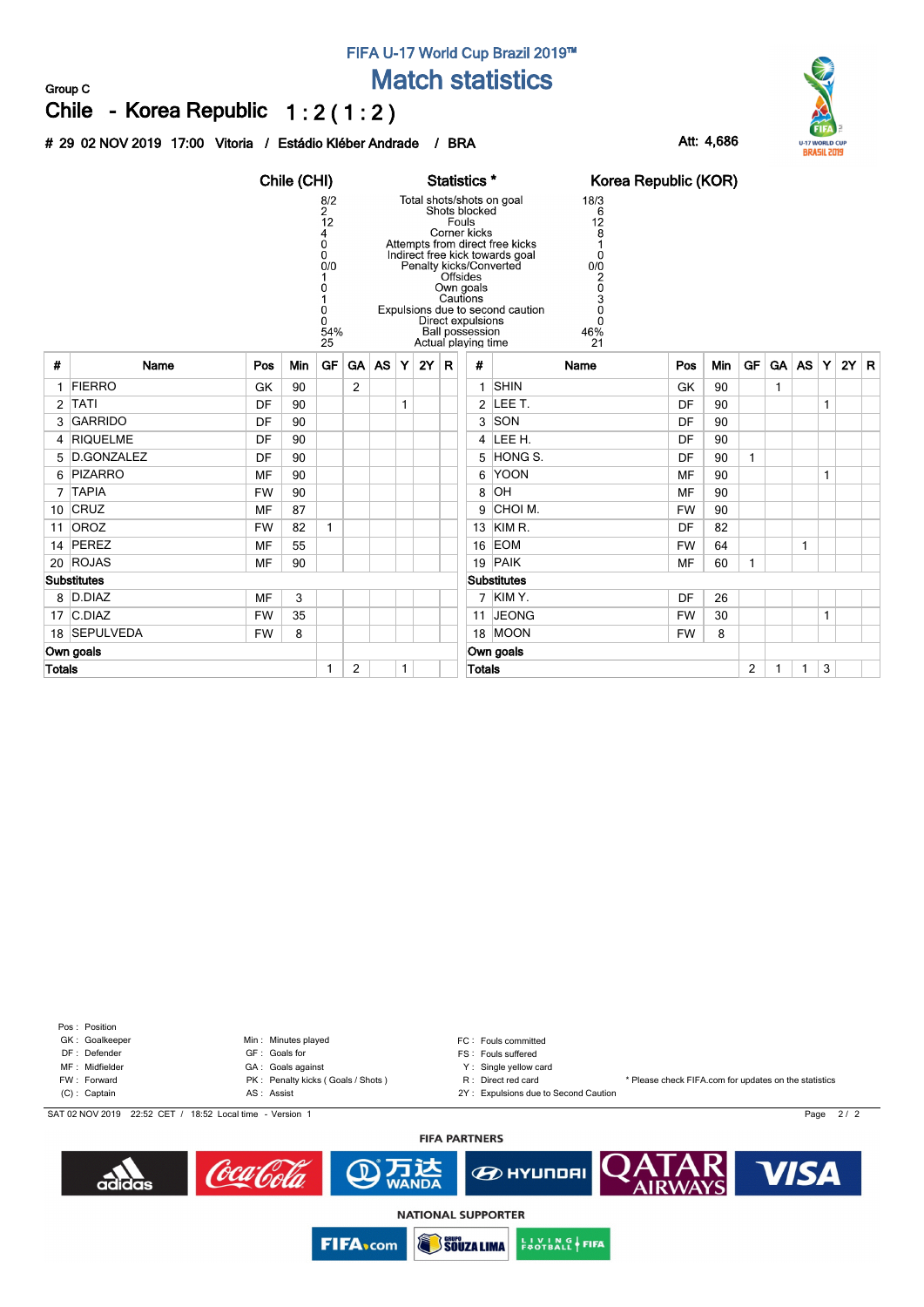FIFA U-17 World Cup Brazil 2019™

# Match statistics

Group C

## Chile - Korea Republic 1 : 2 ( 1 : 2 )

# 29 02 NOV 2019 17:00 Vitoria / Estádio Kléber Andrade / BRA

Att: 4,686

| Chile (CHI) | Statistics * | Korea Republic (KOR) |
|---|---|---|
| 8/2 | Total shots/shots on goal | 18/3 |
| 2 | Shots blocked | 6 |
| 12 | Fouls | 12 |
| 4 | Corner kicks | 8 |
| 0 | Attempts from direct free kicks | 1 |
| 0 | Indirect free kick towards goal | 0 |
| 0/0 | Penalty kicks/Converted | 0/0 |
| 1 | Offsides | 2 |
| 0 | Own goals | 0 |
| 1 | Cautions | 3 |
| 0 | Expulsions due to second caution | 0 |
| 0 | Direct expulsions | 0 |
| 54% | Ball possession | 46% |
| 25 | Actual playing time | 21 |

| # | Name | Pos | Min | GF | GA | AS | Y | 2Y | R |
|---|---|---|---|---|---|---|---|---|---|
| 1 | FIERRO | GK | 90 | | 2 | | | | |
| 2 | TATI | DF | 90 | | | | 1 | | |
| 3 | GARRIDO | DF | 90 | | | | | | |
| 4 | RIQUELME | DF | 90 | | | | | | |
| 5 | D.GONZALEZ | DF | 90 | | | | | | |
| 6 | PIZARRO | MF | 90 | | | | | | |
| 7 | TAPIA | FW | 90 | | | | | | |
| 10 | CRUZ | MF | 87 | | | | | | |
| 11 | OROZ | FW | 82 | 1 | | | | | |
| 14 | PEREZ | MF | 55 | | | | | | |
| 20 | ROJAS | MF | 90 | | | | | | |
| **Substitutes** | | | | | | | | | |
| 8 | D.DIAZ | MF | 3 | | | | | | |
| 17 | C.DIAZ | FW | 35 | | | | | | |
| 18 | SEPULVEDA | FW | 8 | | | | | | |
| **Own goals** | | | | | | | | | |
| **Totals** | | | | 1 | 2 | | 1 | | |

| # | Name | Pos | Min | GF | GA | AS | Y | 2Y | R |
|---|---|---|---|---|---|---|---|---|---|
| 1 | SHIN | GK | 90 | | 1 | | | | |
| 2 | LEE T. | DF | 90 | | | | 1 | | |
| 3 | SON | DF | 90 | | | | | | |
| 4 | LEE H. | DF | 90 | | | | | | |
| 5 | HONG S. | DF | 90 | 1 | | | | | |
| 6 | YOON | MF | 90 | | | | 1 | | |
| 8 | OH | MF | 90 | | | | | | |
| 9 | CHOI M. | FW | 90 | | | | | | |
| 13 | KIM R. | DF | 82 | | | | | | |
| 16 | EOM | FW | 64 | | | 1 | | | |
| 19 | PAIK | MF | 60 | 1 | | | | | |
| **Substitutes** | | | | | | | | | |
| 7 | KIM Y. | DF | 26 | | | | | | |
| 11 | JEONG | FW | 30 | | | | 1 | | |
| 18 | MOON | FW | 8 | | | | | | |
| **Own goals** | | | | | | | | | |
| **Totals** | | | | 2 | 1 | 1 | 3 | | |

Pos : Position
GK : Goalkeeper
DF : Defender
MF : Midfielder
FW : Forward
(C) : Captain

Min : Minutes played
GF : Goals for
GA : Goals against
PK : Penalty kicks ( Goals / Shots )
AS : Assist

FC : Fouls committed
FS : Fouls suffered
Y : Single yellow card
R : Direct red card
2Y : Expulsions due to Second Caution

\* Please check FIFA.com for updates on the statistics

SAT 02 NOV 2019 22:52 CET / 18:52 Local time - Version 1

FIFA PARTNERS

NATIONAL SUPPORTER